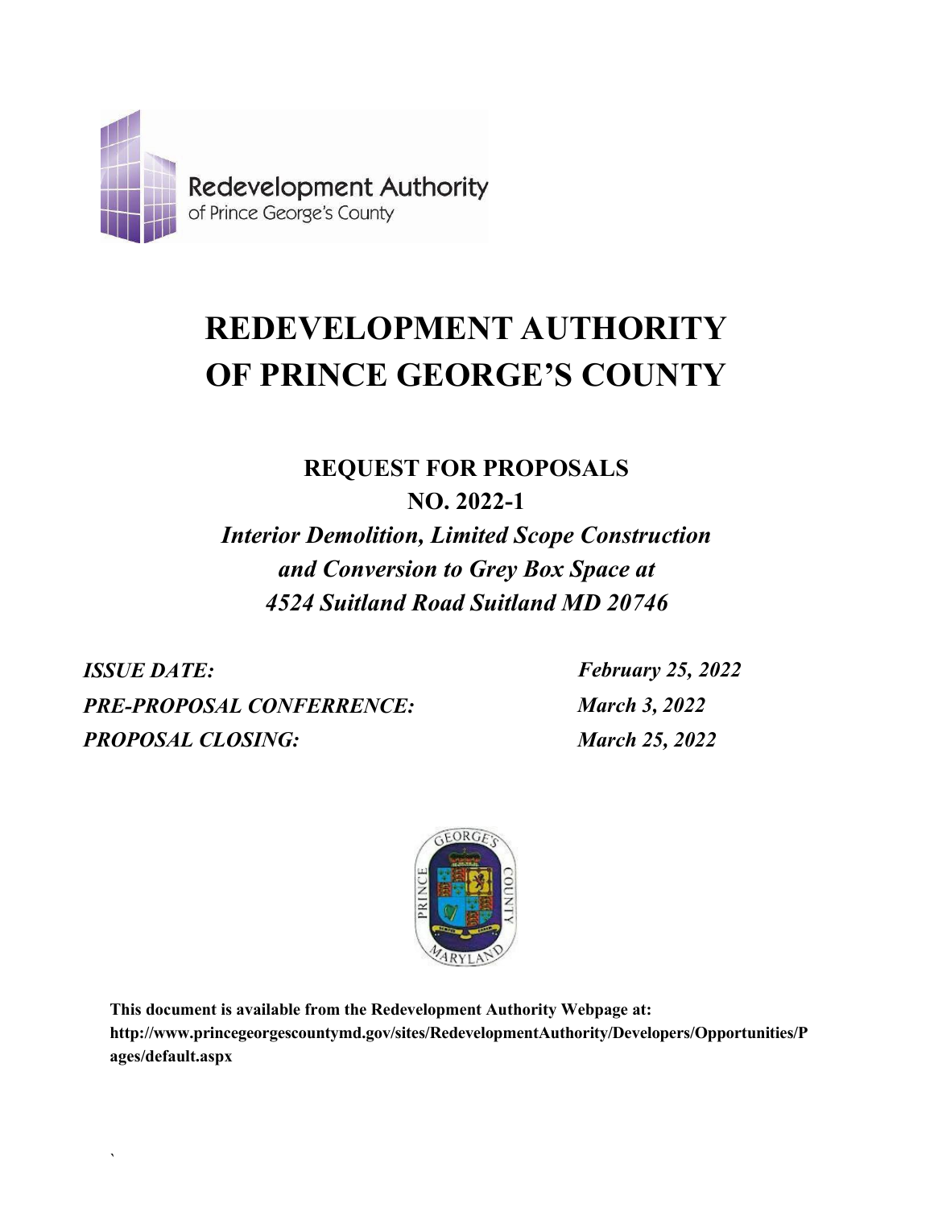Redevelopment Authority
of Prince George's County

# REDEVELOPMENT AUTHORITY OF PRINCE GEORGE'S COUNTY

## REQUEST FOR PROPOSALS
## NO. 2022-1

***Interior Demolition, Limited Scope Construction and Conversion to Grey Box Space at 4524 Suitland Road Suitland MD 20746***

| | |
|---|---|
| ***ISSUE DATE:*** | ***February 25, 2022*** |
| ***PRE-PROPOSAL CONFERRENCE:*** | ***March 3, 2022*** |
| ***PROPOSAL CLOSING:*** | ***March 25, 2022*** |

**This document is available from the Redevelopment Authority Webpage at: http://www.princegeorgescountymd.gov/sites/RedevelopmentAuthority/Developers/Opportunities/Pages/default.aspx**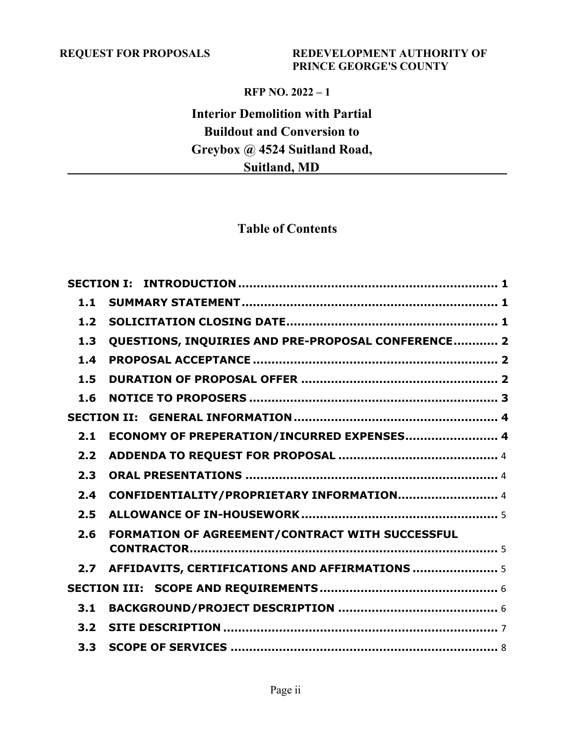**REQUEST FOR PROPOSALS** **REDEVELOPMENT AUTHORITY OF PRINCE GEORGE'S COUNTY**

**RFP NO. 2022 – 1**

# Interior Demolition with Partial Buildout and Conversion to Greybox @ 4524 Suitland Road, Suitland, MD

## Table of Contents

**SECTION I: INTRODUCTION** ........................................................................ 1

- **1.1 SUMMARY STATEMENT** ........................................................................ 1
- **1.2 SOLICITATION CLOSING DATE** ........................................................................ 1
- **1.3 QUESTIONS, INQUIRIES AND PRE-PROPOSAL CONFERENCE** ............ 2
- **1.4 PROPOSAL ACCEPTANCE** ........................................................................ 2
- **1.5 DURATION OF PROPOSAL OFFER** ........................................................................ 2
- **1.6 NOTICE TO PROPOSERS** ........................................................................ 3

**SECTION II: GENERAL INFORMATION** ........................................................................ 4

- **2.1 ECONOMY OF PREPERATION/INCURRED EXPENSES** ........................ 4
- **2.2 ADDENDA TO REQUEST FOR PROPOSAL** ........................................... 4
- **2.3 ORAL PRESENTATIONS** ........................................................................ 4
- **2.4 CONFIDENTIALITY/PROPRIETARY INFORMATION** ........................... 4
- **2.5 ALLOWANCE OF IN-HOUSEWORK** ........................................................................ 5
- **2.6 FORMATION OF AGREEMENT/CONTRACT WITH SUCCESSFUL CONTRACTOR** ........................................................................ 5
- **2.7 AFFIDAVITS, CERTIFICATIONS AND AFFIRMATIONS** ....................... 5

**SECTION III: SCOPE AND REQUIREMENTS** ........................................................................ 6

- **3.1 BACKGROUND/PROJECT DESCRIPTION** ........................................... 6
- **3.2 SITE DESCRIPTION** ........................................................................ 7
- **3.3 SCOPE OF SERVICES** ........................................................................ 8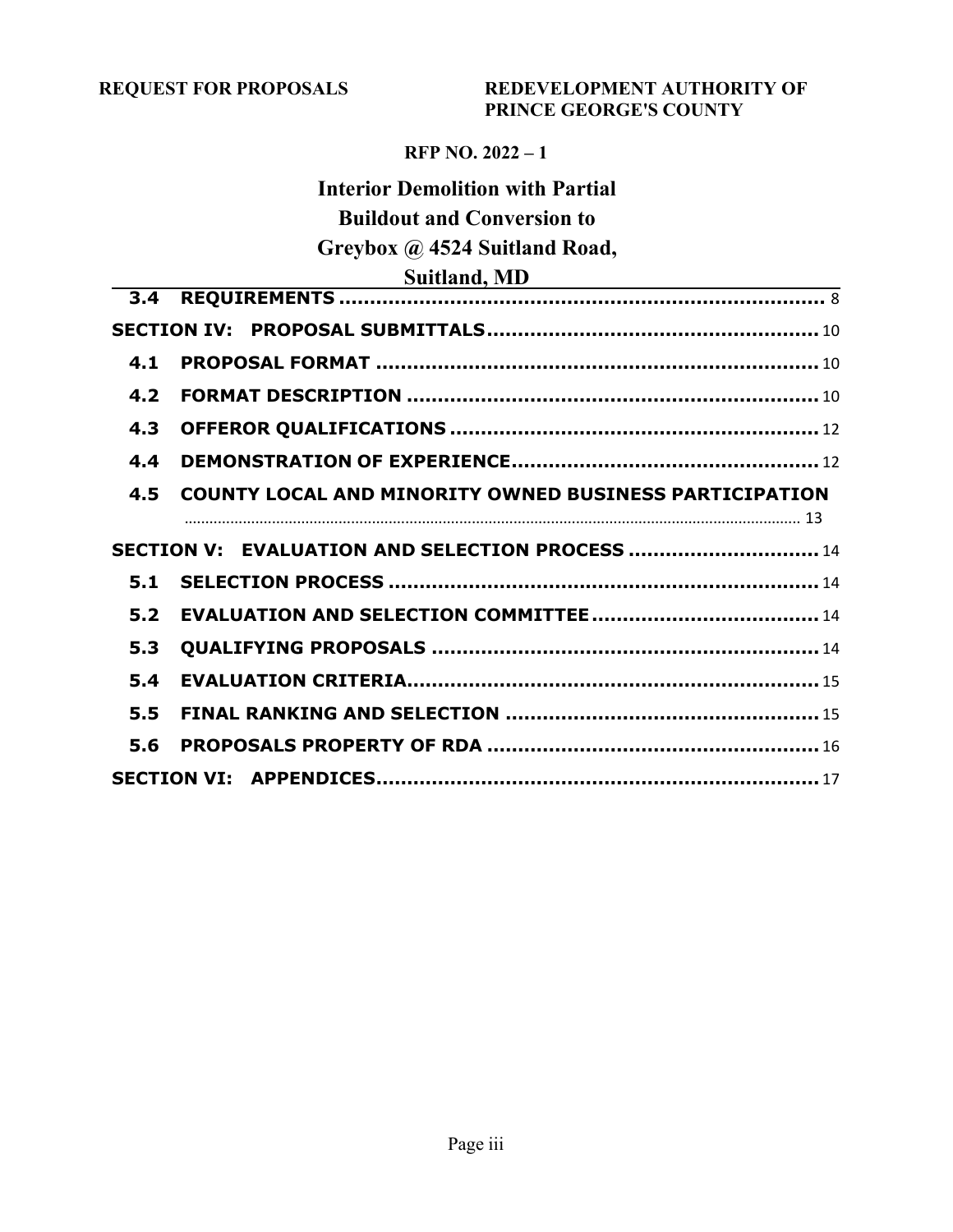**REQUEST FOR PROPOSALS** **REDEVELOPMENT AUTHORITY OF PRINCE GEORGE'S COUNTY**

**RFP NO. 2022 – 1**

# Interior Demolition with Partial Buildout and Conversion to Greybox @ 4524 Suitland Road, Suitland, MD

**3.4 REQUIREMENTS** .......... 8

**SECTION IV: PROPOSAL SUBMITTALS** .......... 10

**4.1 PROPOSAL FORMAT** .......... 10

**4.2 FORMAT DESCRIPTION** .......... 10

**4.3 OFFEROR QUALIFICATIONS** .......... 12

**4.4 DEMONSTRATION OF EXPERIENCE** .......... 12

**4.5 COUNTY LOCAL AND MINORITY OWNED BUSINESS PARTICIPATION** .......... 13

**SECTION V: EVALUATION AND SELECTION PROCESS** .......... 14

**5.1 SELECTION PROCESS** .......... 14

**5.2 EVALUATION AND SELECTION COMMITTEE** .......... 14

**5.3 QUALIFYING PROPOSALS** .......... 14

**5.4 EVALUATION CRITERIA** .......... 15

**5.5 FINAL RANKING AND SELECTION** .......... 15

**5.6 PROPOSALS PROPERTY OF RDA** .......... 16

**SECTION VI: APPENDICES** .......... 17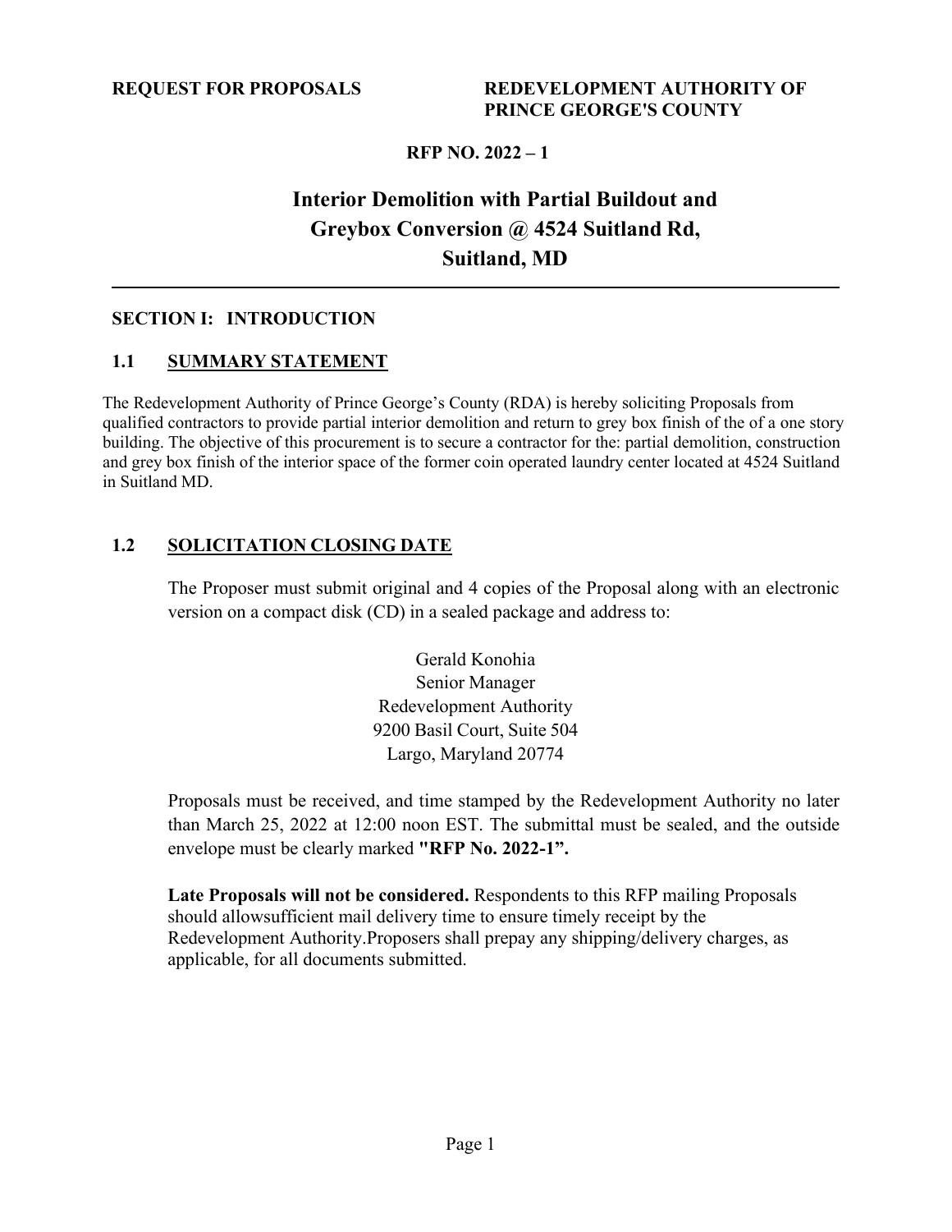**REQUEST FOR PROPOSALS** **REDEVELOPMENT AUTHORITY OF PRINCE GEORGE'S COUNTY**

**RFP NO. 2022 – 1**

# Interior Demolition with Partial Buildout and Greybox Conversion @ 4524 Suitland Rd, Suitland, MD

## SECTION I: INTRODUCTION

### 1.1 SUMMARY STATEMENT

The Redevelopment Authority of Prince George's County (RDA) is hereby soliciting Proposals from qualified contractors to provide partial interior demolition and return to grey box finish of the of a one story building. The objective of this procurement is to secure a contractor for the: partial demolition, construction and grey box finish of the interior space of the former coin operated laundry center located at 4524 Suitland in Suitland MD.

### 1.2 SOLICITATION CLOSING DATE

The Proposer must submit original and 4 copies of the Proposal along with an electronic version on a compact disk (CD) in a sealed package and address to:

Gerald Konohia
Senior Manager
Redevelopment Authority
9200 Basil Court, Suite 504
Largo, Maryland 20774

Proposals must be received, and time stamped by the Redevelopment Authority no later than March 25, 2022 at 12:00 noon EST. The submittal must be sealed, and the outside envelope must be clearly marked **"RFP No. 2022-1".**

**Late Proposals will not be considered.** Respondents to this RFP mailing Proposals should allowsufficient mail delivery time to ensure timely receipt by the Redevelopment Authority.Proposers shall prepay any shipping/delivery charges, as applicable, for all documents submitted.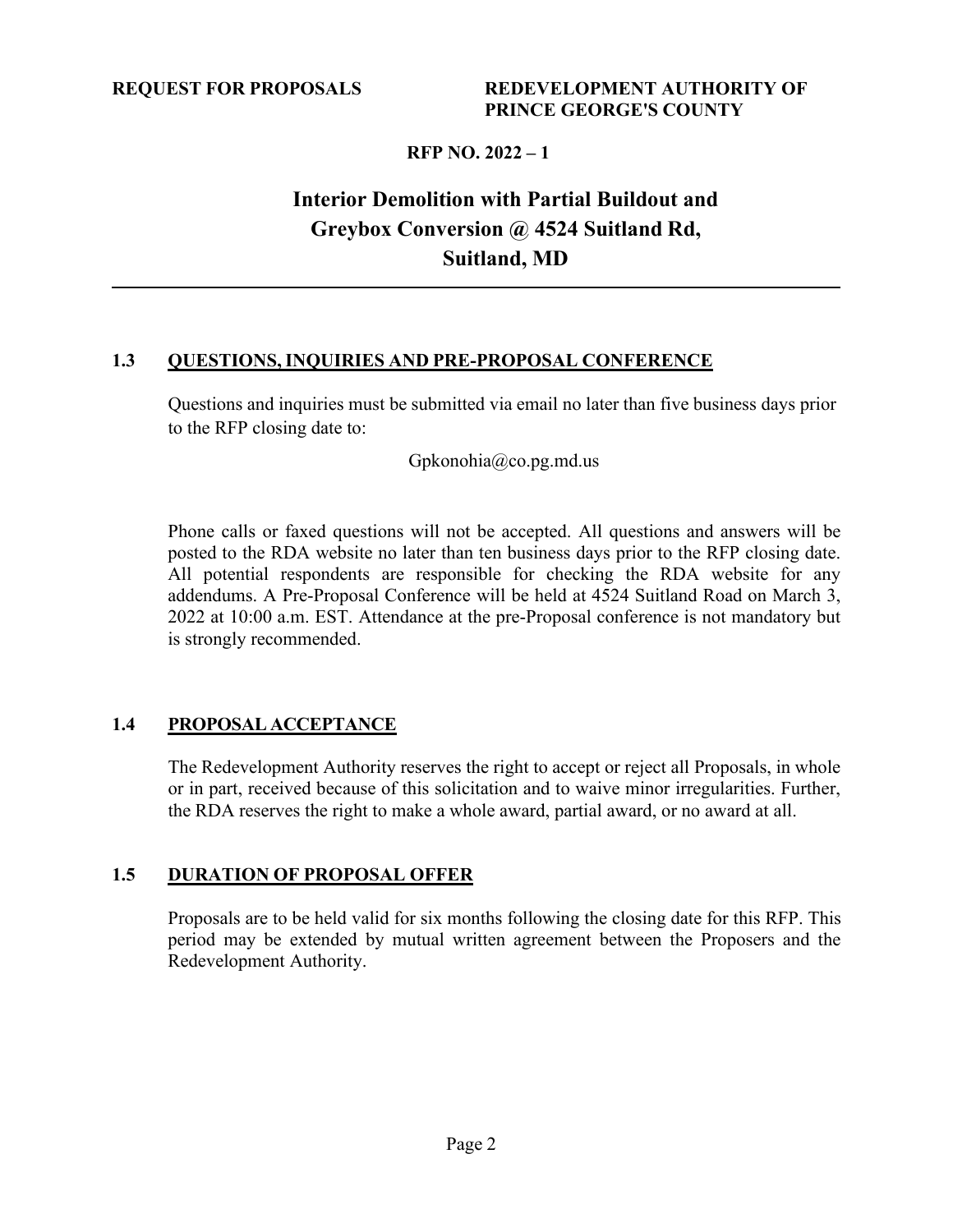## 1.3 QUESTIONS, INQUIRIES AND PRE-PROPOSAL CONFERENCE

Questions and inquiries must be submitted via email no later than five business days prior to the RFP closing date to:

Gpkonohia@co.pg.md.us

Phone calls or faxed questions will not be accepted. All questions and answers will be posted to the RDA website no later than ten business days prior to the RFP closing date. All potential respondents are responsible for checking the RDA website for any addendums. A Pre-Proposal Conference will be held at 4524 Suitland Road on March 3, 2022 at 10:00 a.m. EST. Attendance at the pre-Proposal conference is not mandatory but is strongly recommended.

## 1.4 PROPOSAL ACCEPTANCE

The Redevelopment Authority reserves the right to accept or reject all Proposals, in whole or in part, received because of this solicitation and to waive minor irregularities. Further, the RDA reserves the right to make a whole award, partial award, or no award at all.

## 1.5 DURATION OF PROPOSAL OFFER

Proposals are to be held valid for six months following the closing date for this RFP. This period may be extended by mutual written agreement between the Proposers and the Redevelopment Authority.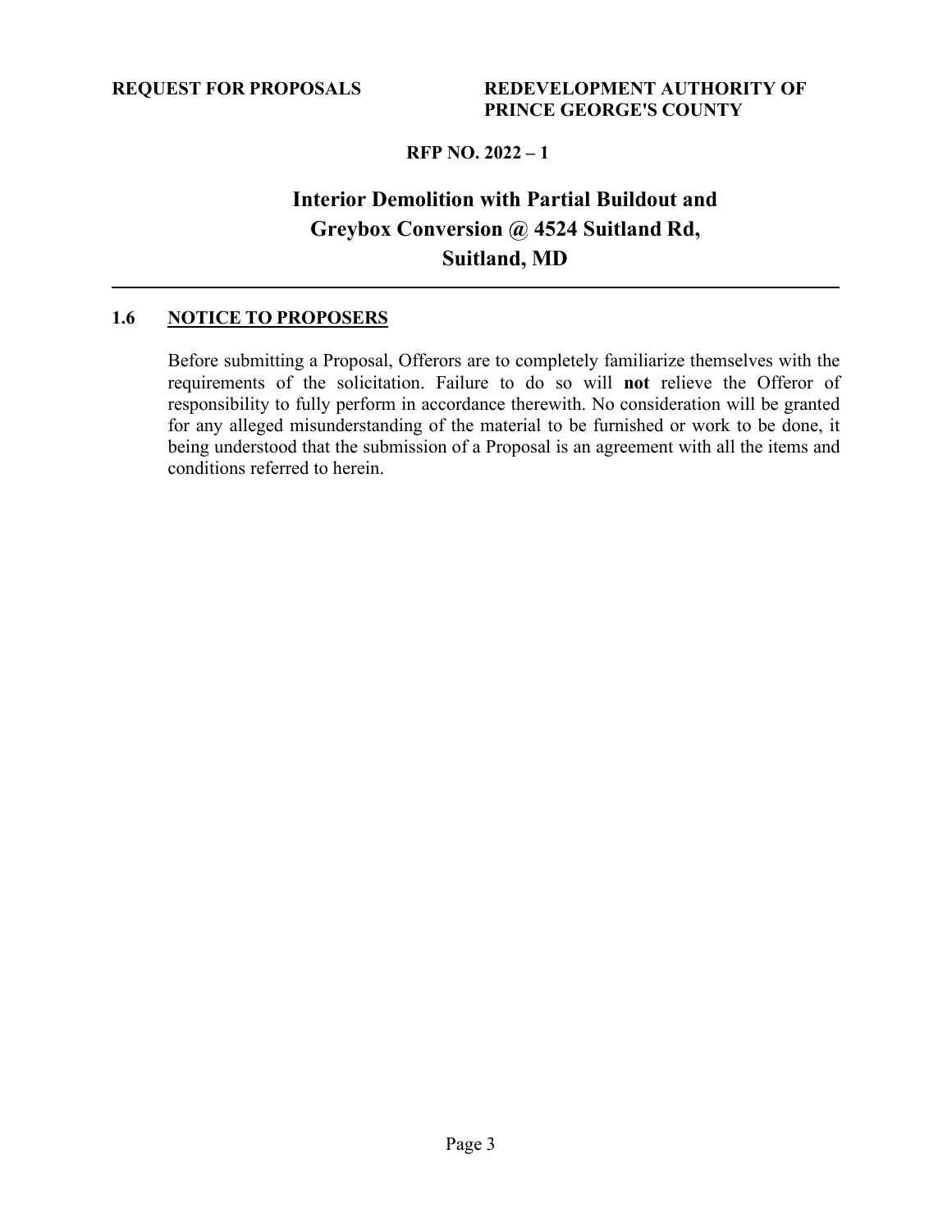## 1.6 NOTICE TO PROPOSERS

Before submitting a Proposal, Offerors are to completely familiarize themselves with the requirements of the solicitation. Failure to do so will **not** relieve the Offeror of responsibility to fully perform in accordance therewith. No consideration will be granted for any alleged misunderstanding of the material to be furnished or work to be done, it being understood that the submission of a Proposal is an agreement with all the items and conditions referred to herein.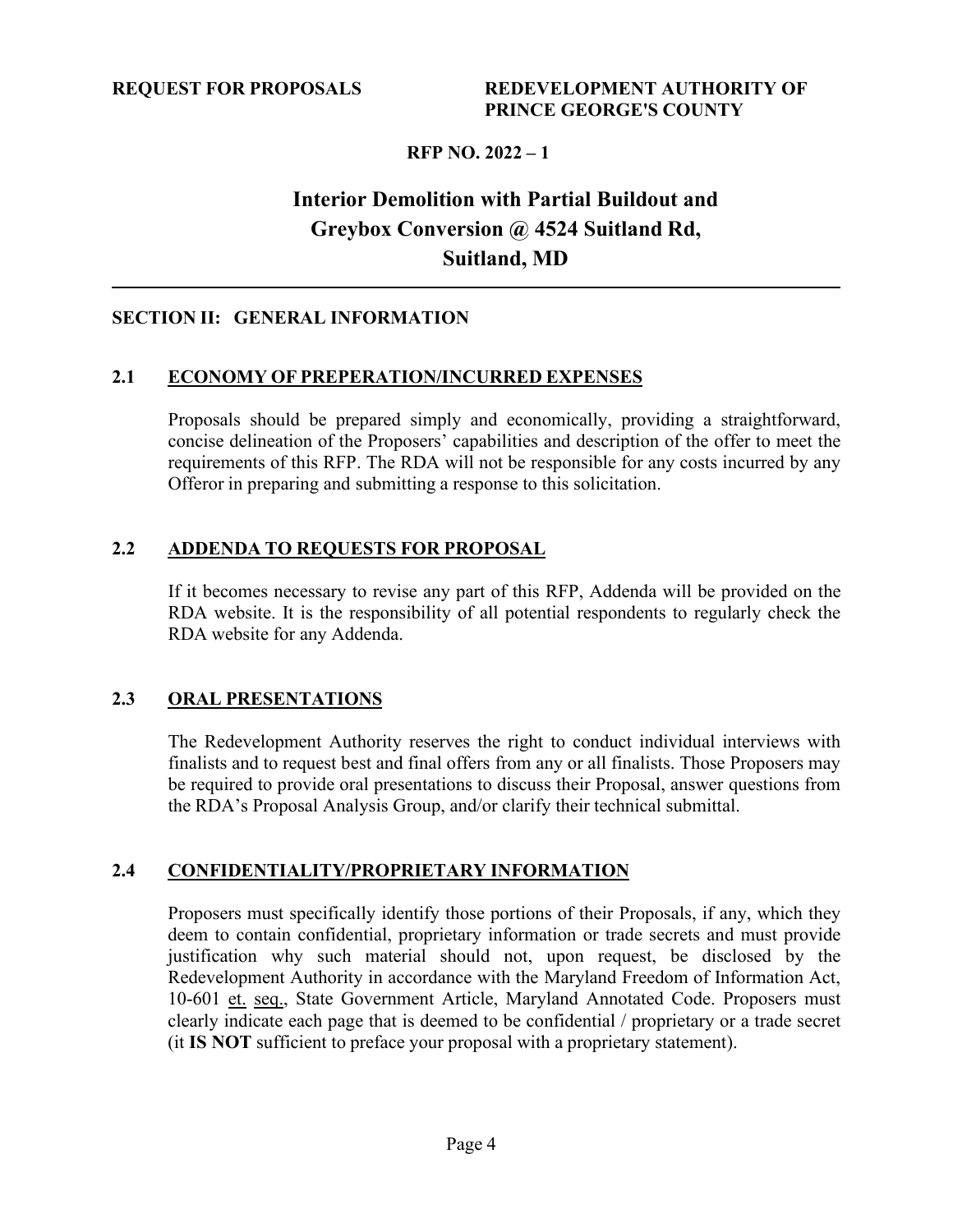**REQUEST FOR PROPOSALS** **REDEVELOPMENT AUTHORITY OF PRINCE GEORGE'S COUNTY**

**RFP NO. 2022 – 1**

# Interior Demolition with Partial Buildout and Greybox Conversion @ 4524 Suitland Rd, Suitland, MD

---

## SECTION II: GENERAL INFORMATION

### 2.1 ECONOMY OF PREPERATION/INCURRED EXPENSES

Proposals should be prepared simply and economically, providing a straightforward, concise delineation of the Proposers' capabilities and description of the offer to meet the requirements of this RFP. The RDA will not be responsible for any costs incurred by any Offeror in preparing and submitting a response to this solicitation.

### 2.2 ADDENDA TO REQUESTS FOR PROPOSAL

If it becomes necessary to revise any part of this RFP, Addenda will be provided on the RDA website. It is the responsibility of all potential respondents to regularly check the RDA website for any Addenda.

### 2.3 ORAL PRESENTATIONS

The Redevelopment Authority reserves the right to conduct individual interviews with finalists and to request best and final offers from any or all finalists. Those Proposers may be required to provide oral presentations to discuss their Proposal, answer questions from the RDA's Proposal Analysis Group, and/or clarify their technical submittal.

### 2.4 CONFIDENTIALITY/PROPRIETARY INFORMATION

Proposers must specifically identify those portions of their Proposals, if any, which they deem to contain confidential, proprietary information or trade secrets and must provide justification why such material should not, upon request, be disclosed by the Redevelopment Authority in accordance with the Maryland Freedom of Information Act, 10-601 et. seq., State Government Article, Maryland Annotated Code. Proposers must clearly indicate each page that is deemed to be confidential / proprietary or a trade secret (it **IS NOT** sufficient to preface your proposal with a proprietary statement).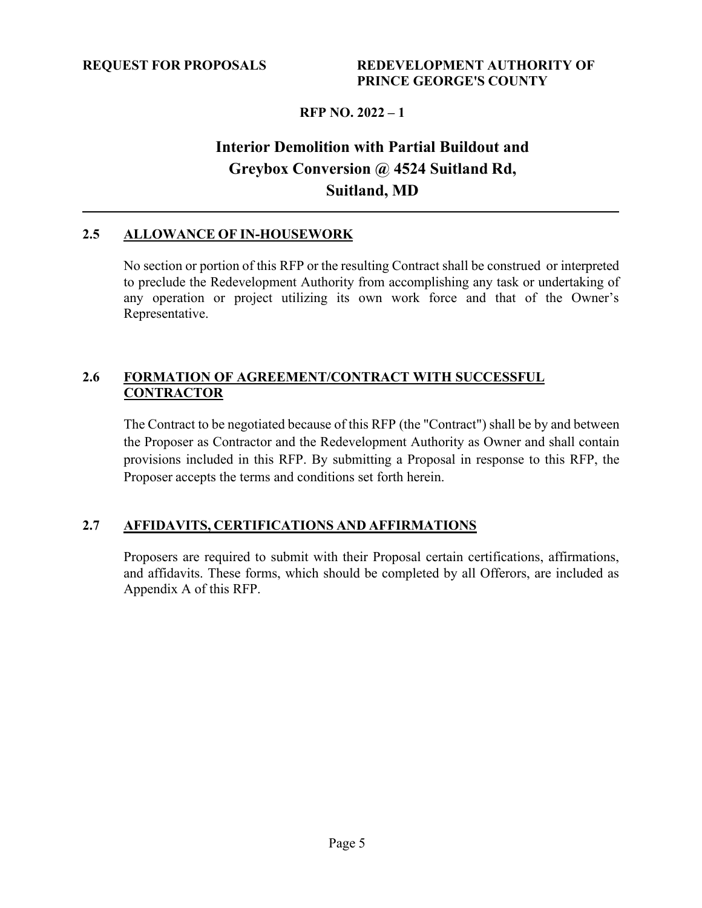## 2.5 ALLOWANCE OF IN-HOUSEWORK

No section or portion of this RFP or the resulting Contract shall be construed or interpreted to preclude the Redevelopment Authority from accomplishing any task or undertaking of any operation or project utilizing its own work force and that of the Owner's Representative.

## 2.6 FORMATION OF AGREEMENT/CONTRACT WITH SUCCESSFUL CONTRACTOR

The Contract to be negotiated because of this RFP (the "Contract") shall be by and between the Proposer as Contractor and the Redevelopment Authority as Owner and shall contain provisions included in this RFP. By submitting a Proposal in response to this RFP, the Proposer accepts the terms and conditions set forth herein.

## 2.7 AFFIDAVITS, CERTIFICATIONS AND AFFIRMATIONS

Proposers are required to submit with their Proposal certain certifications, affirmations, and affidavits. These forms, which should be completed by all Offerors, are included as Appendix A of this RFP.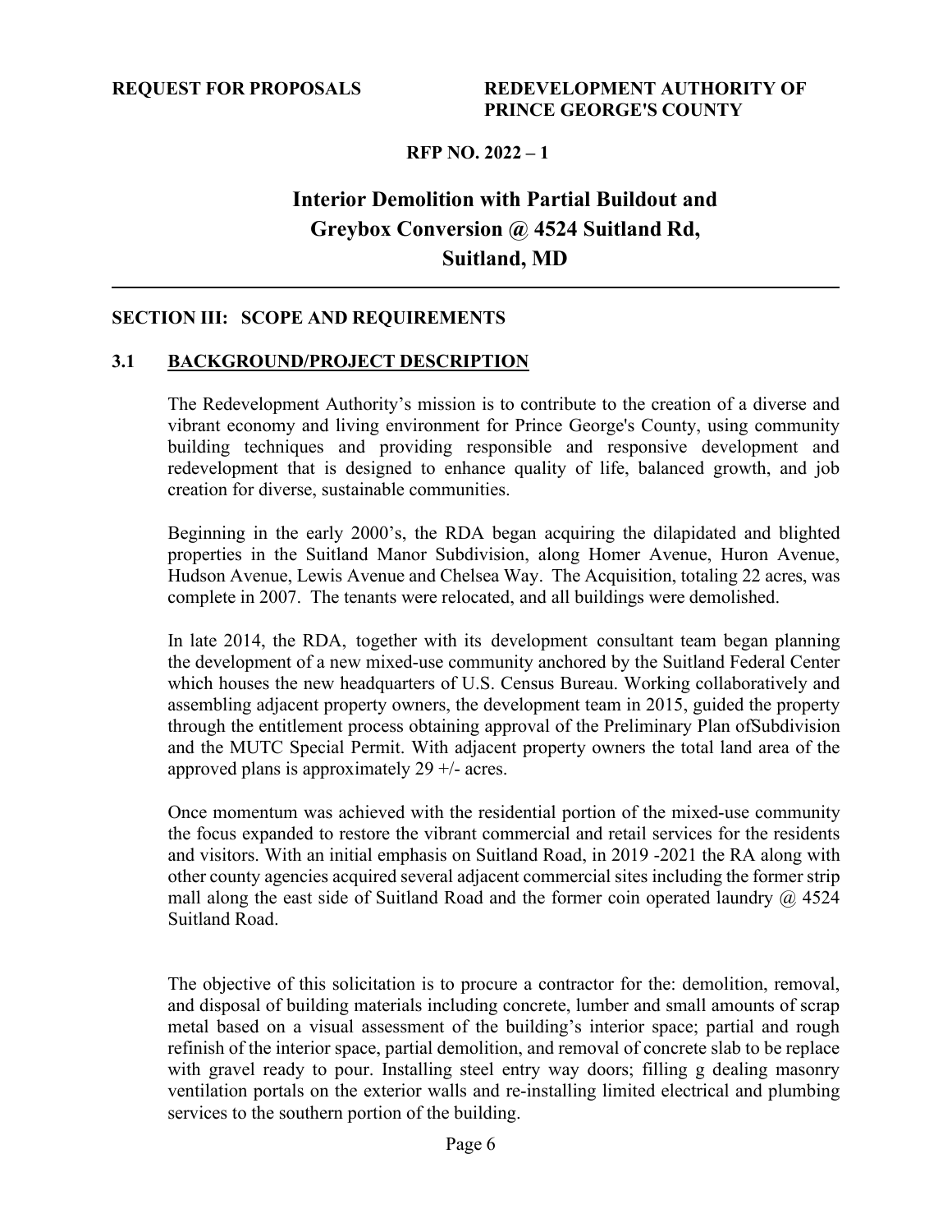**REQUEST FOR PROPOSALS**

**REDEVELOPMENT AUTHORITY OF PRINCE GEORGE'S COUNTY**

**RFP NO. 2022 – 1**

# Interior Demolition with Partial Buildout and Greybox Conversion @ 4524 Suitland Rd, Suitland, MD

---

## SECTION III: SCOPE AND REQUIREMENTS

### 3.1 BACKGROUND/PROJECT DESCRIPTION

The Redevelopment Authority's mission is to contribute to the creation of a diverse and vibrant economy and living environment for Prince George's County, using community building techniques and providing responsible and responsive development and redevelopment that is designed to enhance quality of life, balanced growth, and job creation for diverse, sustainable communities.

Beginning in the early 2000's, the RDA began acquiring the dilapidated and blighted properties in the Suitland Manor Subdivision, along Homer Avenue, Huron Avenue, Hudson Avenue, Lewis Avenue and Chelsea Way. The Acquisition, totaling 22 acres, was complete in 2007. The tenants were relocated, and all buildings were demolished.

In late 2014, the RDA, together with its development consultant team began planning the development of a new mixed-use community anchored by the Suitland Federal Center which houses the new headquarters of U.S. Census Bureau. Working collaboratively and assembling adjacent property owners, the development team in 2015, guided the property through the entitlement process obtaining approval of the Preliminary Plan ofSubdivision and the MUTC Special Permit. With adjacent property owners the total land area of the approved plans is approximately 29 +/- acres.

Once momentum was achieved with the residential portion of the mixed-use community the focus expanded to restore the vibrant commercial and retail services for the residents and visitors. With an initial emphasis on Suitland Road, in 2019 -2021 the RA along with other county agencies acquired several adjacent commercial sites including the former strip mall along the east side of Suitland Road and the former coin operated laundry @ 4524 Suitland Road.

The objective of this solicitation is to procure a contractor for the: demolition, removal, and disposal of building materials including concrete, lumber and small amounts of scrap metal based on a visual assessment of the building's interior space; partial and rough refinish of the interior space, partial demolition, and removal of concrete slab to be replace with gravel ready to pour. Installing steel entry way doors; filling g dealing masonry ventilation portals on the exterior walls and re-installing limited electrical and plumbing services to the southern portion of the building.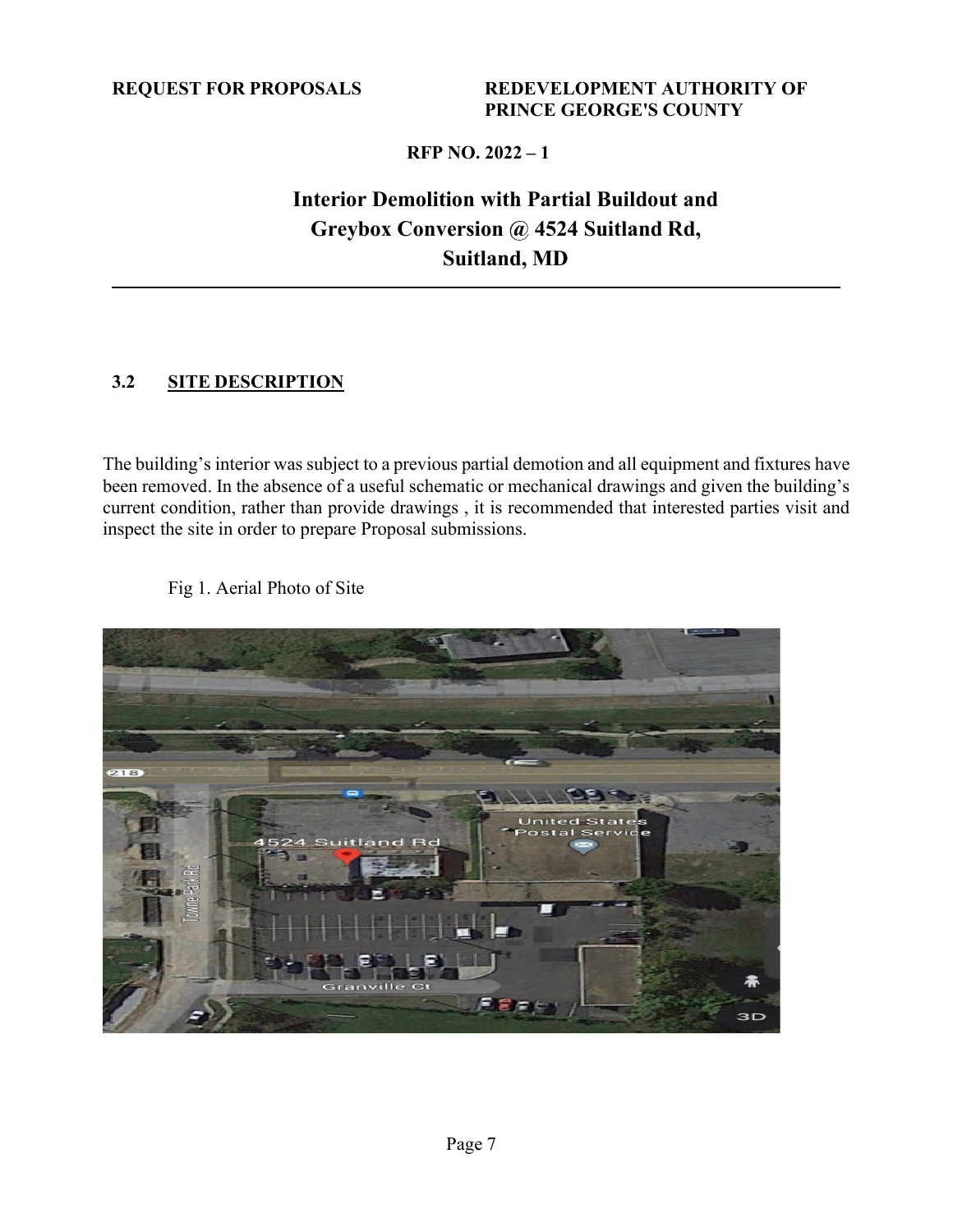REQUEST FOR PROPOSALS

REDEVELOPMENT AUTHORITY OF PRINCE GEORGE'S COUNTY

RFP NO. 2022 – 1

# Interior Demolition with Partial Buildout and Greybox Conversion @ 4524 Suitland Rd, Suitland, MD

## 3.2 SITE DESCRIPTION

The building's interior was subject to a previous partial demotion and all equipment and fixtures have been removed. In the absence of a useful schematic or mechanical drawings and given the building's current condition, rather than provide drawings , it is recommended that interested parties visit and inspect the site in order to prepare Proposal submissions.

Fig 1. Aerial Photo of Site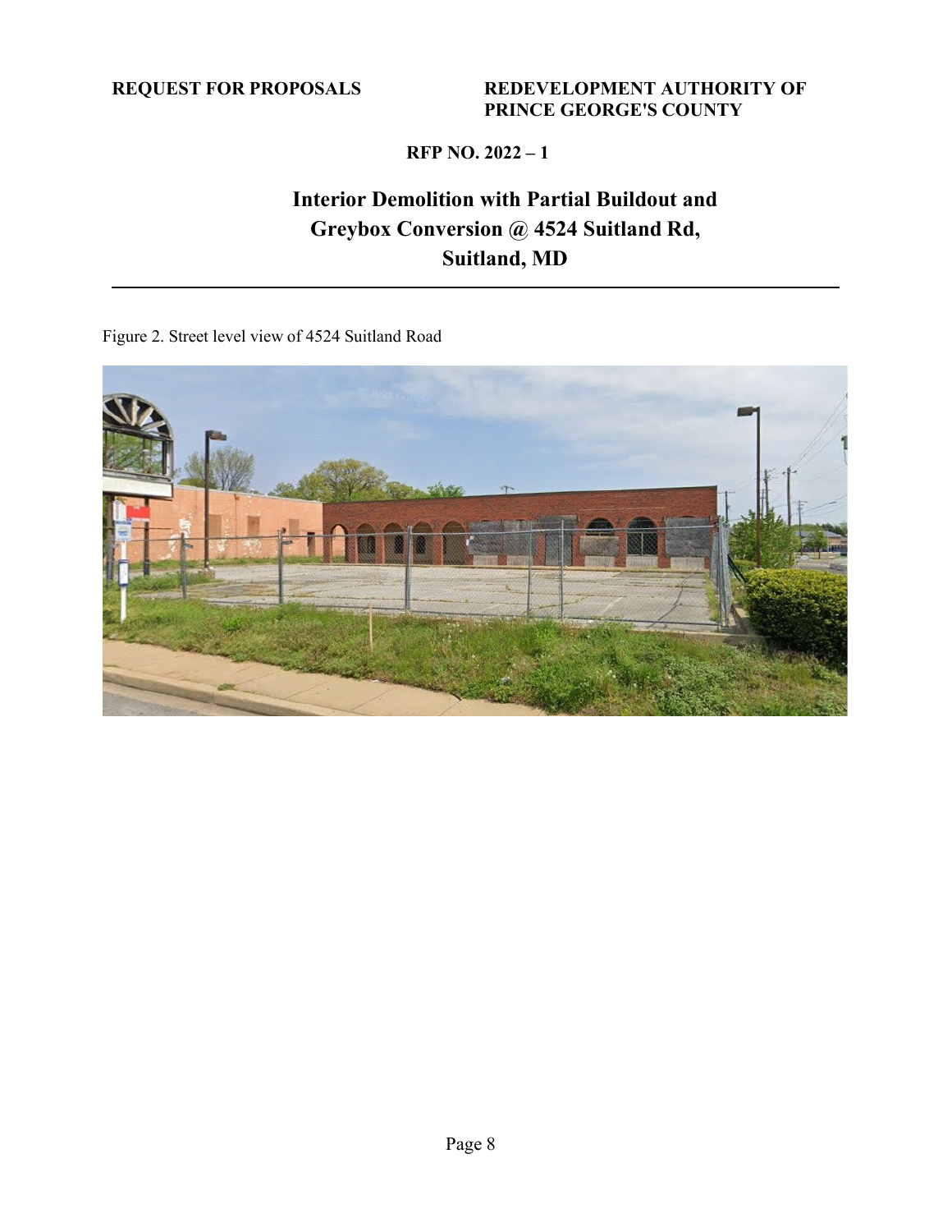Figure 2. Street level view of 4524 Suitland Road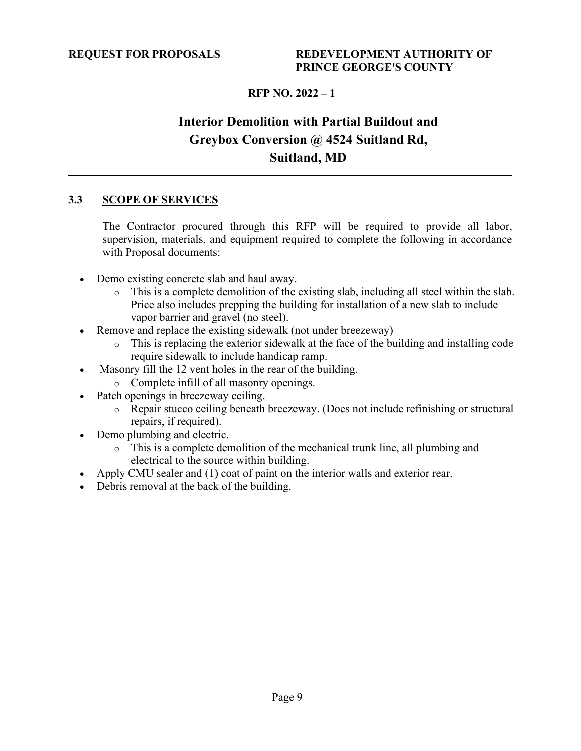**REQUEST FOR PROPOSALS** | **REDEVELOPMENT AUTHORITY OF PRINCE GEORGE'S COUNTY**

**RFP NO. 2022 – 1**

# Interior Demolition with Partial Buildout and Greybox Conversion @ 4524 Suitland Rd, Suitland, MD

---

## 3.3 SCOPE OF SERVICES

The Contractor procured through this RFP will be required to provide all labor, supervision, materials, and equipment required to complete the following in accordance with Proposal documents:

- Demo existing concrete slab and haul away.
  - This is a complete demolition of the existing slab, including all steel within the slab. Price also includes prepping the building for installation of a new slab to include vapor barrier and gravel (no steel).
- Remove and replace the existing sidewalk (not under breezeway)
  - This is replacing the exterior sidewalk at the face of the building and installing code require sidewalk to include handicap ramp.
- Masonry fill the 12 vent holes in the rear of the building.
  - Complete infill of all masonry openings.
- Patch openings in breezeway ceiling.
  - Repair stucco ceiling beneath breezeway. (Does not include refinishing or structural repairs, if required).
- Demo plumbing and electric.
  - This is a complete demolition of the mechanical trunk line, all plumbing and electrical to the source within building.
- Apply CMU sealer and (1) coat of paint on the interior walls and exterior rear.
- Debris removal at the back of the building.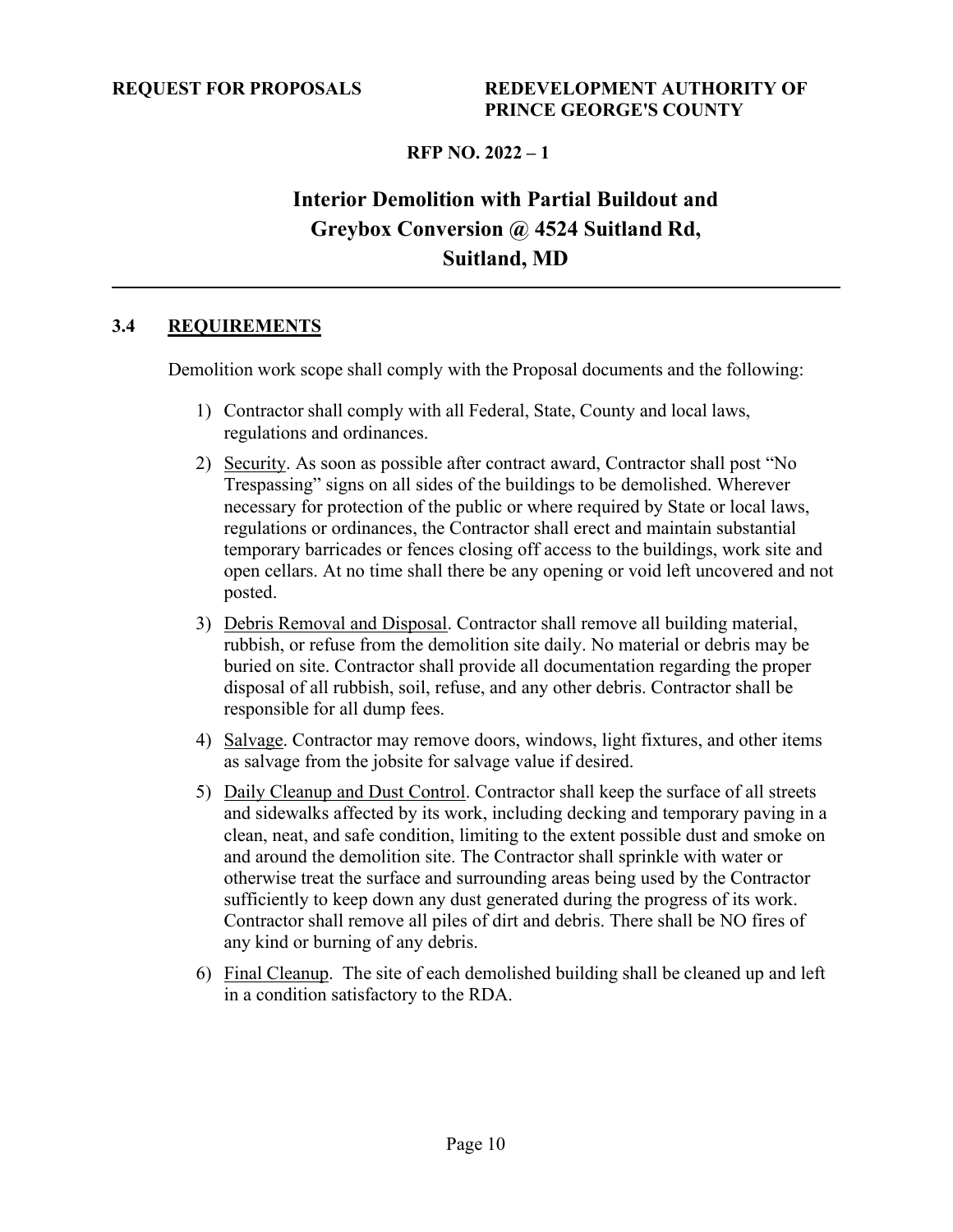## 3.4 REQUIREMENTS

Demolition work scope shall comply with the Proposal documents and the following:

1) Contractor shall comply with all Federal, State, County and local laws, regulations and ordinances.
2) Security. As soon as possible after contract award, Contractor shall post "No Trespassing" signs on all sides of the buildings to be demolished. Wherever necessary for protection of the public or where required by State or local laws, regulations or ordinances, the Contractor shall erect and maintain substantial temporary barricades or fences closing off access to the buildings, work site and open cellars. At no time shall there be any opening or void left uncovered and not posted.
3) Debris Removal and Disposal. Contractor shall remove all building material, rubbish, or refuse from the demolition site daily. No material or debris may be buried on site. Contractor shall provide all documentation regarding the proper disposal of all rubbish, soil, refuse, and any other debris. Contractor shall be responsible for all dump fees.
4) Salvage. Contractor may remove doors, windows, light fixtures, and other items as salvage from the jobsite for salvage value if desired.
5) Daily Cleanup and Dust Control. Contractor shall keep the surface of all streets and sidewalks affected by its work, including decking and temporary paving in a clean, neat, and safe condition, limiting to the extent possible dust and smoke on and around the demolition site. The Contractor shall sprinkle with water or otherwise treat the surface and surrounding areas being used by the Contractor sufficiently to keep down any dust generated during the progress of its work. Contractor shall remove all piles of dirt and debris. There shall be NO fires of any kind or burning of any debris.
6) Final Cleanup. The site of each demolished building shall be cleaned up and left in a condition satisfactory to the RDA.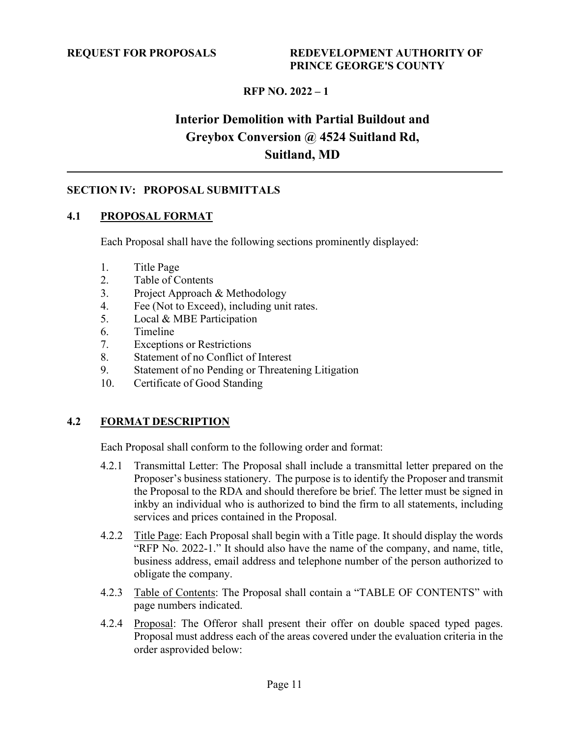**REQUEST FOR PROPOSALS** **REDEVELOPMENT AUTHORITY OF PRINCE GEORGE'S COUNTY**

**RFP NO. 2022 – 1**

# Interior Demolition with Partial Buildout and Greybox Conversion @ 4524 Suitland Rd, Suitland, MD

---

## SECTION IV: PROPOSAL SUBMITTALS

### 4.1 PROPOSAL FORMAT

Each Proposal shall have the following sections prominently displayed:

1. Title Page
2. Table of Contents
3. Project Approach & Methodology
4. Fee (Not to Exceed), including unit rates.
5. Local & MBE Participation
6. Timeline
7. Exceptions or Restrictions
8. Statement of no Conflict of Interest
9. Statement of no Pending or Threatening Litigation
10. Certificate of Good Standing

### 4.2 FORMAT DESCRIPTION

Each Proposal shall conform to the following order and format:

4.2.1 Transmittal Letter: The Proposal shall include a transmittal letter prepared on the Proposer's business stationery. The purpose is to identify the Proposer and transmit the Proposal to the RDA and should therefore be brief. The letter must be signed in inkby an individual who is authorized to bind the firm to all statements, including services and prices contained in the Proposal.

4.2.2 Title Page: Each Proposal shall begin with a Title page. It should display the words "RFP No. 2022-1." It should also have the name of the company, and name, title, business address, email address and telephone number of the person authorized to obligate the company.

4.2.3 Table of Contents: The Proposal shall contain a "TABLE OF CONTENTS" with page numbers indicated.

4.2.4 Proposal: The Offeror shall present their offer on double spaced typed pages. Proposal must address each of the areas covered under the evaluation criteria in the order asprovided below: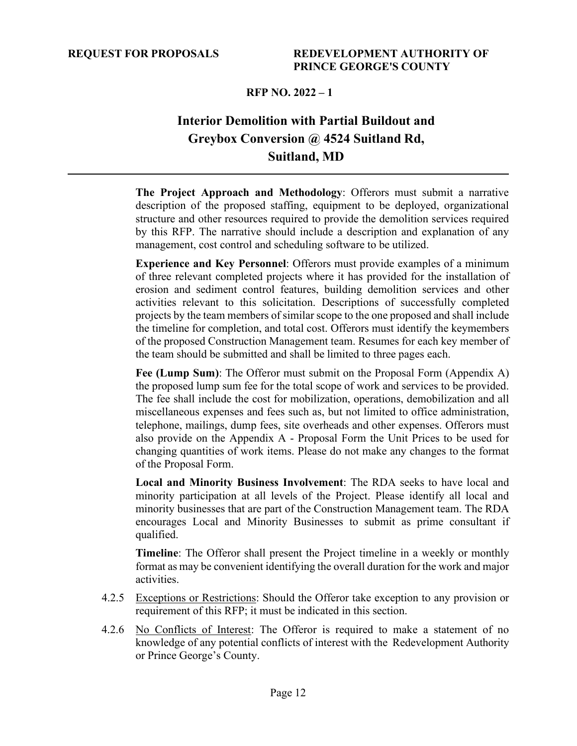**The Project Approach and Methodology**: Offerors must submit a narrative description of the proposed staffing, equipment to be deployed, organizational structure and other resources required to provide the demolition services required by this RFP. The narrative should include a description and explanation of any management, cost control and scheduling software to be utilized.

**Experience and Key Personnel**: Offerors must provide examples of a minimum of three relevant completed projects where it has provided for the installation of erosion and sediment control features, building demolition services and other activities relevant to this solicitation. Descriptions of successfully completed projects by the team members of similar scope to the one proposed and shall include the timeline for completion, and total cost. Offerors must identify the keymembers of the proposed Construction Management team. Resumes for each key member of the team should be submitted and shall be limited to three pages each.

**Fee (Lump Sum)**: The Offeror must submit on the Proposal Form (Appendix A) the proposed lump sum fee for the total scope of work and services to be provided. The fee shall include the cost for mobilization, operations, demobilization and all miscellaneous expenses and fees such as, but not limited to office administration, telephone, mailings, dump fees, site overheads and other expenses. Offerors must also provide on the Appendix A - Proposal Form the Unit Prices to be used for changing quantities of work items. Please do not make any changes to the format of the Proposal Form.

**Local and Minority Business Involvement**: The RDA seeks to have local and minority participation at all levels of the Project. Please identify all local and minority businesses that are part of the Construction Management team. The RDA encourages Local and Minority Businesses to submit as prime consultant if qualified.

**Timeline**: The Offeror shall present the Project timeline in a weekly or monthly format as may be convenient identifying the overall duration for the work and major activities.

4.2.5 Exceptions or Restrictions: Should the Offeror take exception to any provision or requirement of this RFP; it must be indicated in this section.

4.2.6 No Conflicts of Interest: The Offeror is required to make a statement of no knowledge of any potential conflicts of interest with the Redevelopment Authority or Prince George's County.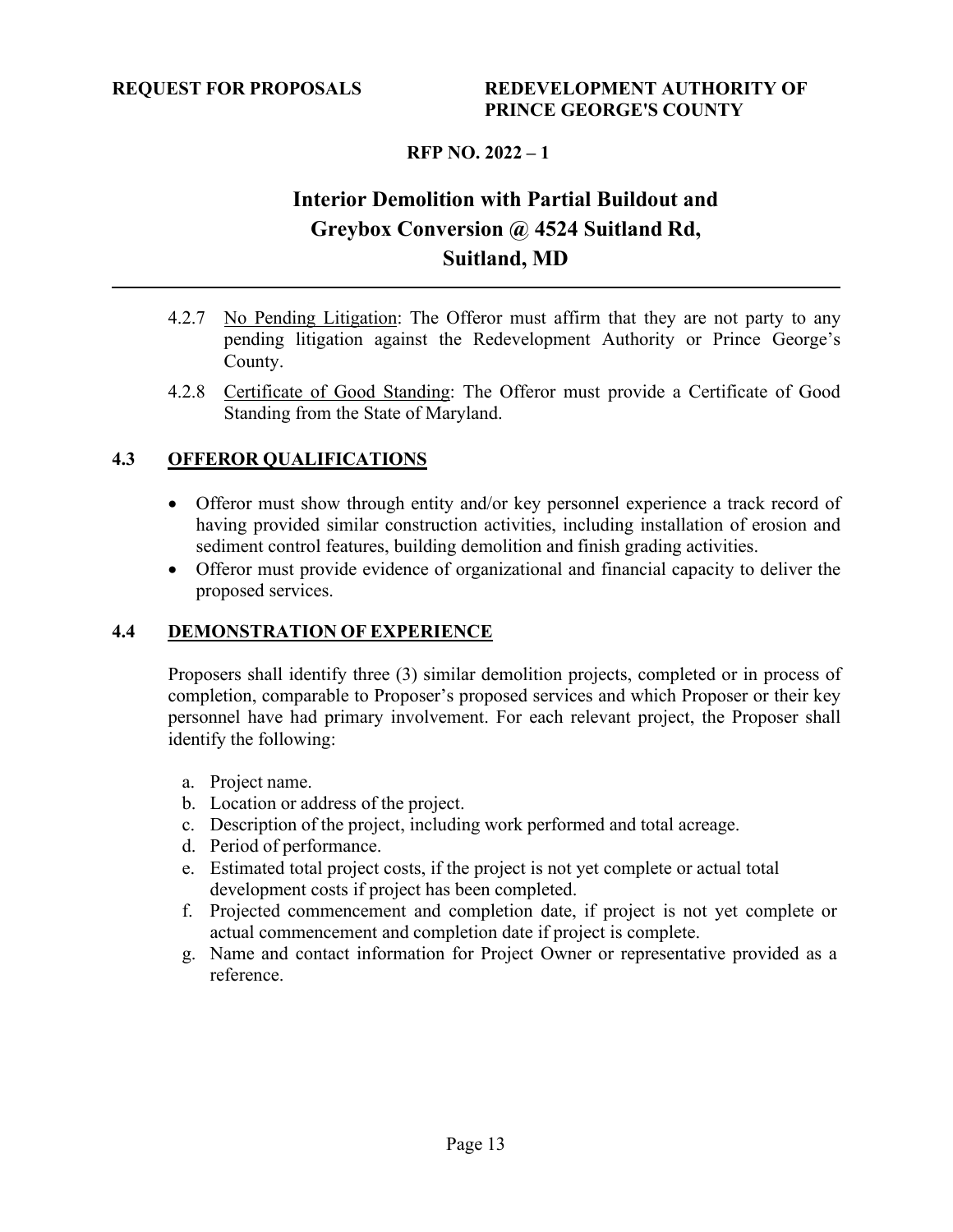4.2.7 No Pending Litigation: The Offeror must affirm that they are not party to any pending litigation against the Redevelopment Authority or Prince George's County.

4.2.8 Certificate of Good Standing: The Offeror must provide a Certificate of Good Standing from the State of Maryland.

## 4.3 OFFEROR QUALIFICATIONS

- Offeror must show through entity and/or key personnel experience a track record of having provided similar construction activities, including installation of erosion and sediment control features, building demolition and finish grading activities.
- Offeror must provide evidence of organizational and financial capacity to deliver the proposed services.

## 4.4 DEMONSTRATION OF EXPERIENCE

Proposers shall identify three (3) similar demolition projects, completed or in process of completion, comparable to Proposer's proposed services and which Proposer or their key personnel have had primary involvement. For each relevant project, the Proposer shall identify the following:

a. Project name.
b. Location or address of the project.
c. Description of the project, including work performed and total acreage.
d. Period of performance.
e. Estimated total project costs, if the project is not yet complete or actual total development costs if project has been completed.
f. Projected commencement and completion date, if project is not yet complete or actual commencement and completion date if project is complete.
g. Name and contact information for Project Owner or representative provided as a reference.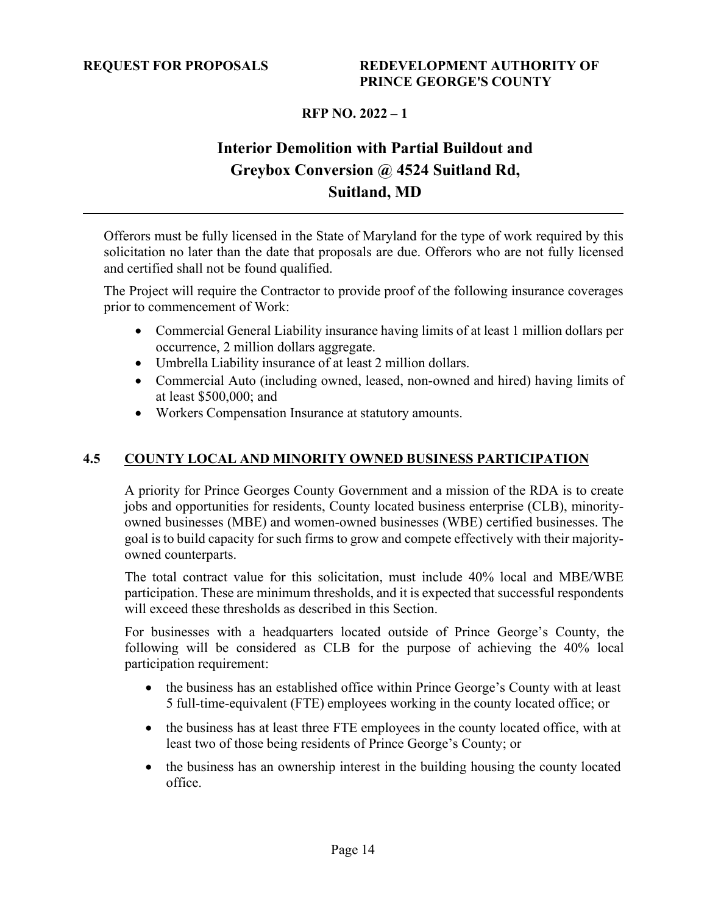Offerors must be fully licensed in the State of Maryland for the type of work required by this solicitation no later than the date that proposals are due. Offerors who are not fully licensed and certified shall not be found qualified.

The Project will require the Contractor to provide proof of the following insurance coverages prior to commencement of Work:

- Commercial General Liability insurance having limits of at least 1 million dollars per occurrence, 2 million dollars aggregate.
- Umbrella Liability insurance of at least 2 million dollars.
- Commercial Auto (including owned, leased, non-owned and hired) having limits of at least $500,000; and
- Workers Compensation Insurance at statutory amounts.

## 4.5 COUNTY LOCAL AND MINORITY OWNED BUSINESS PARTICIPATION

A priority for Prince Georges County Government and a mission of the RDA is to create jobs and opportunities for residents, County located business enterprise (CLB), minority-owned businesses (MBE) and women-owned businesses (WBE) certified businesses. The goal is to build capacity for such firms to grow and compete effectively with their majority-owned counterparts.

The total contract value for this solicitation, must include 40% local and MBE/WBE participation. These are minimum thresholds, and it is expected that successful respondents will exceed these thresholds as described in this Section.

For businesses with a headquarters located outside of Prince George's County, the following will be considered as CLB for the purpose of achieving the 40% local participation requirement:

- the business has an established office within Prince George's County with at least 5 full-time-equivalent (FTE) employees working in the county located office; or
- the business has at least three FTE employees in the county located office, with at least two of those being residents of Prince George's County; or
- the business has an ownership interest in the building housing the county located office.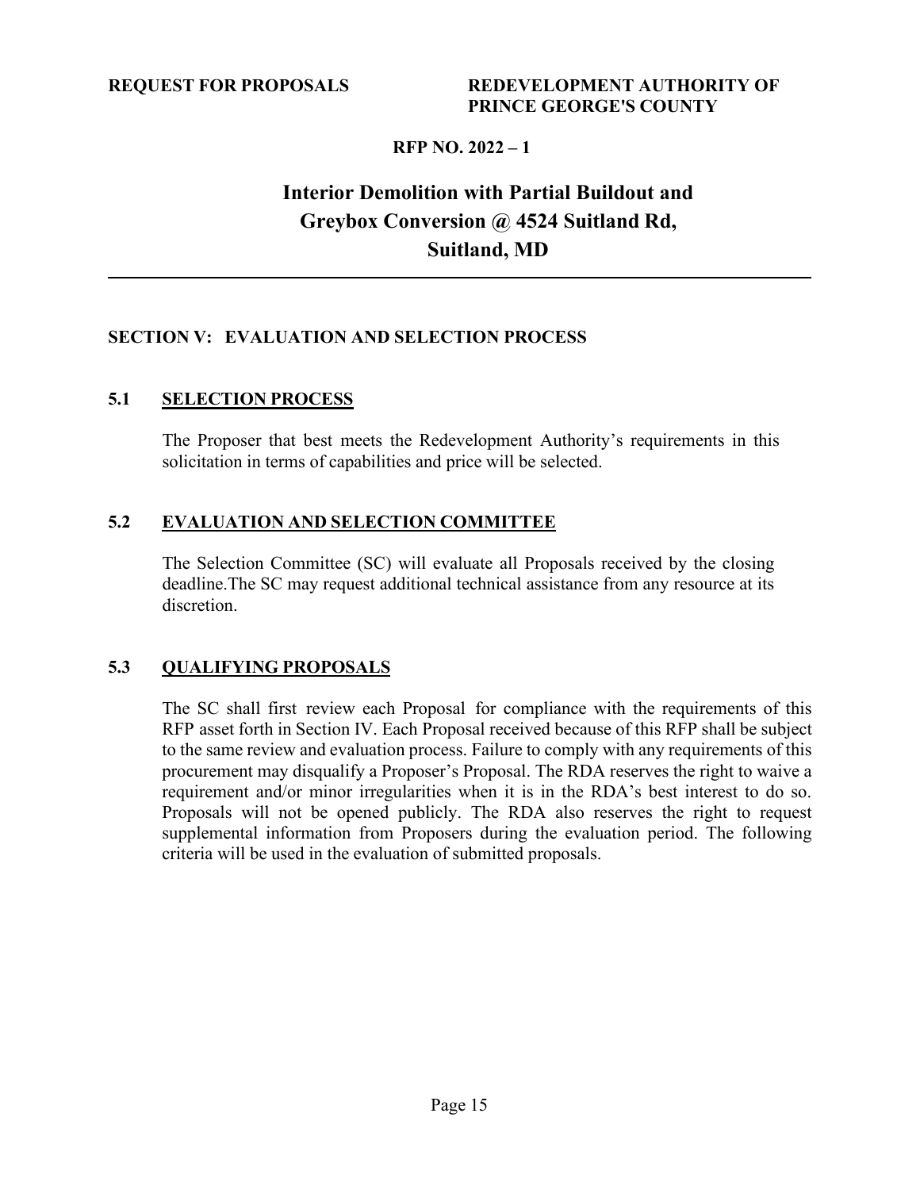## SECTION V: EVALUATION AND SELECTION PROCESS

### 5.1 SELECTION PROCESS

The Proposer that best meets the Redevelopment Authority's requirements in this solicitation in terms of capabilities and price will be selected.

### 5.2 EVALUATION AND SELECTION COMMITTEE

The Selection Committee (SC) will evaluate all Proposals received by the closing deadline.The SC may request additional technical assistance from any resource at its discretion.

### 5.3 QUALIFYING PROPOSALS

The SC shall first review each Proposal for compliance with the requirements of this RFP asset forth in Section IV. Each Proposal received because of this RFP shall be subject to the same review and evaluation process. Failure to comply with any requirements of this procurement may disqualify a Proposer's Proposal. The RDA reserves the right to waive a requirement and/or minor irregularities when it is in the RDA's best interest to do so. Proposals will not be opened publicly. The RDA also reserves the right to request supplemental information from Proposers during the evaluation period. The following criteria will be used in the evaluation of submitted proposals.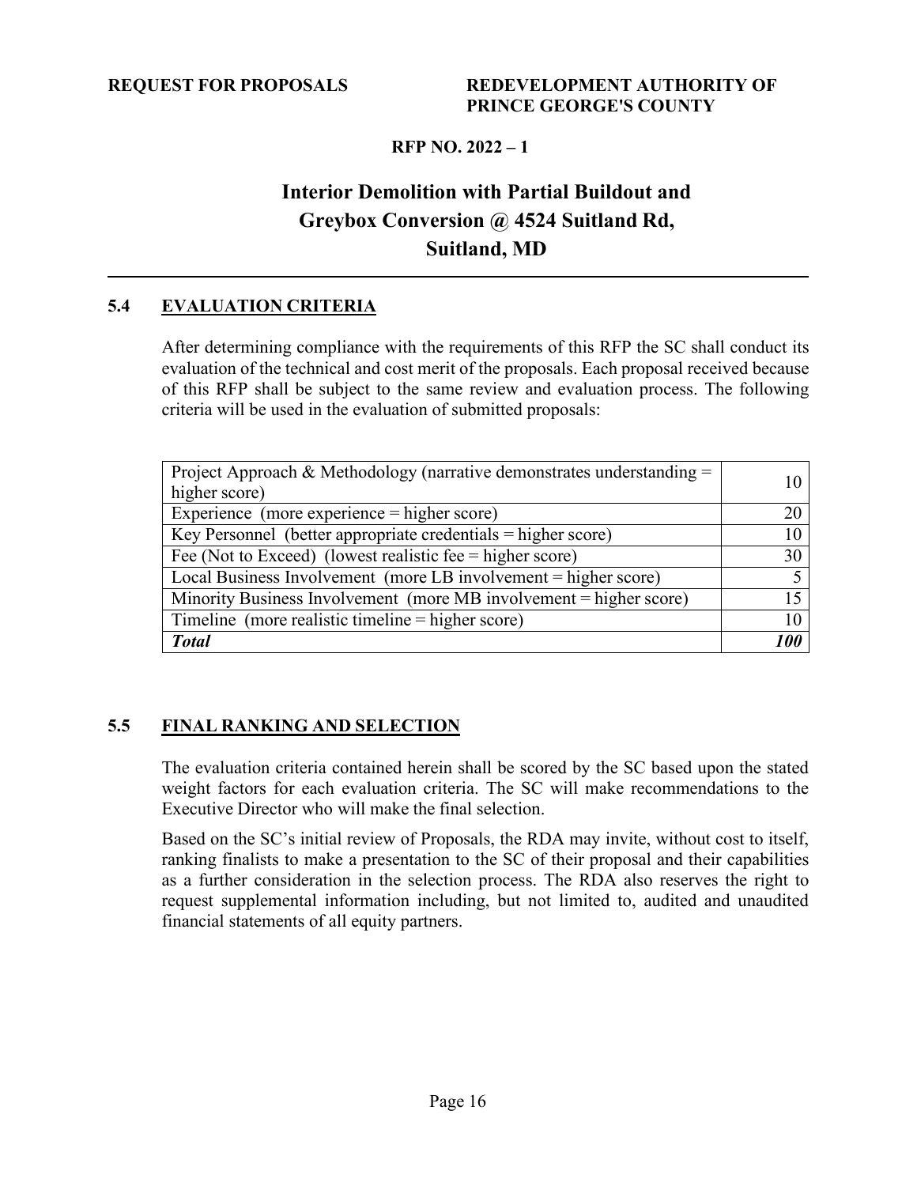## 5.4 EVALUATION CRITERIA

After determining compliance with the requirements of this RFP the SC shall conduct its evaluation of the technical and cost merit of the proposals. Each proposal received because of this RFP shall be subject to the same review and evaluation process. The following criteria will be used in the evaluation of submitted proposals:

| Criteria | Points |
|---|---|
| Project Approach & Methodology (narrative demonstrates understanding = higher score) | 10 |
| Experience (more experience = higher score) | 20 |
| Key Personnel (better appropriate credentials = higher score) | 10 |
| Fee (Not to Exceed) (lowest realistic fee = higher score) | 30 |
| Local Business Involvement (more LB involvement = higher score) | 5 |
| Minority Business Involvement (more MB involvement = higher score) | 15 |
| Timeline (more realistic timeline = higher score) | 10 |
| ***Total*** | ***100*** |

## 5.5 FINAL RANKING AND SELECTION

The evaluation criteria contained herein shall be scored by the SC based upon the stated weight factors for each evaluation criteria. The SC will make recommendations to the Executive Director who will make the final selection.

Based on the SC's initial review of Proposals, the RDA may invite, without cost to itself, ranking finalists to make a presentation to the SC of their proposal and their capabilities as a further consideration in the selection process. The RDA also reserves the right to request supplemental information including, but not limited to, audited and unaudited financial statements of all equity partners.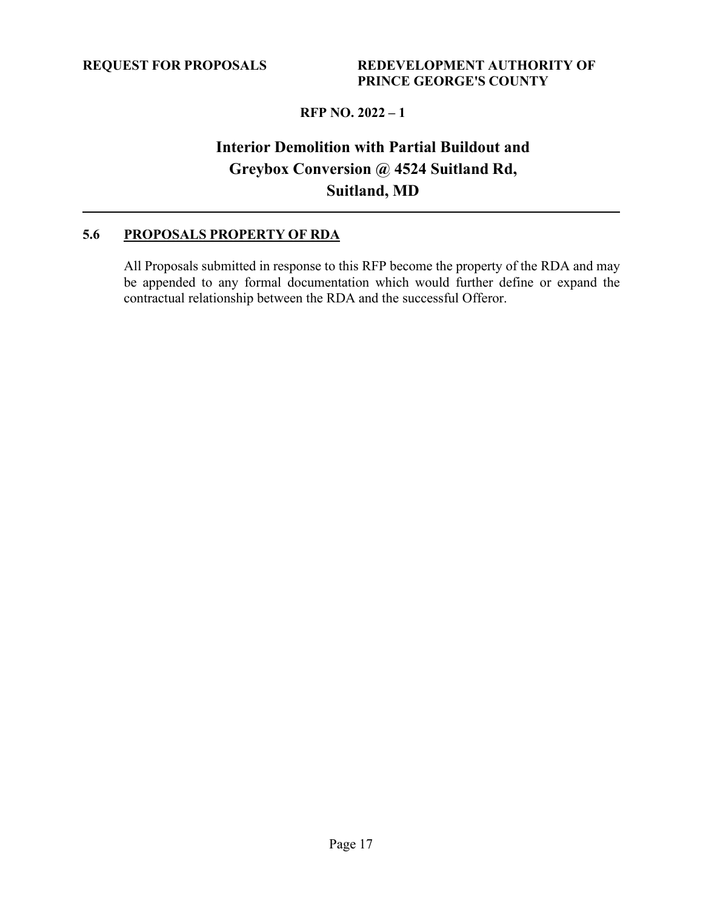### 5.6 PROPOSALS PROPERTY OF RDA

All Proposals submitted in response to this RFP become the property of the RDA and may be appended to any formal documentation which would further define or expand the contractual relationship between the RDA and the successful Offeror.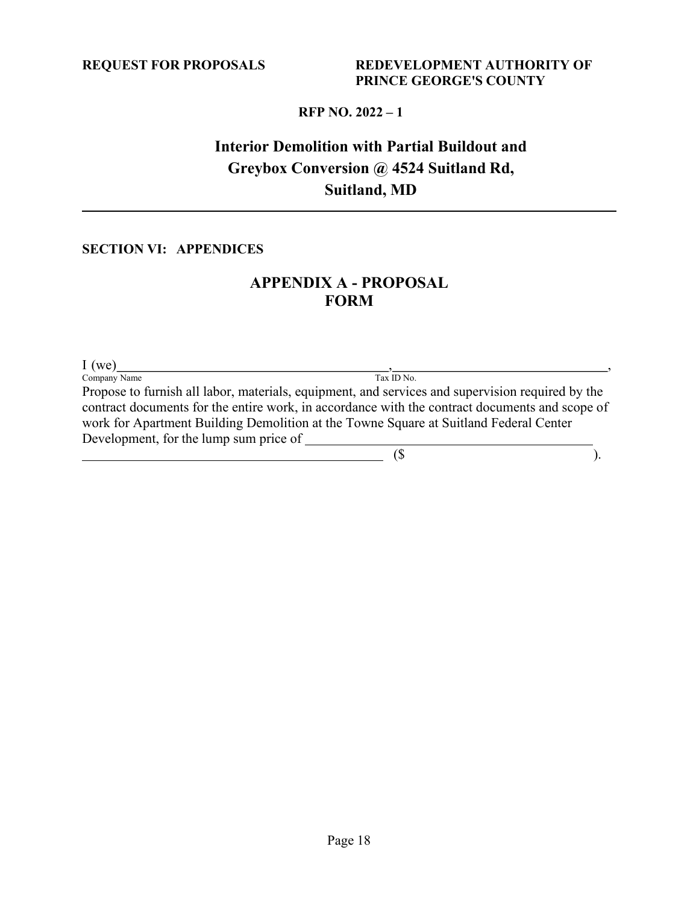**REQUEST FOR PROPOSALS** **REDEVELOPMENT AUTHORITY OF PRINCE GEORGE'S COUNTY**

**RFP NO. 2022 – 1**

# Interior Demolition with Partial Buildout and Greybox Conversion @ 4524 Suitland Rd, Suitland, MD

---

## SECTION VI: APPENDICES

## APPENDIX A - PROPOSAL FORM

I (we)________________________________________, ________________________________,
Company Name Tax ID No.

Propose to furnish all labor, materials, equipment, and services and supervision required by the contract documents for the entire work, in accordance with the contract documents and scope of work for Apartment Building Demolition at the Towne Square at Suitland Federal Center Development, for the lump sum price of ________________________________________
________________________________________ ($ ).